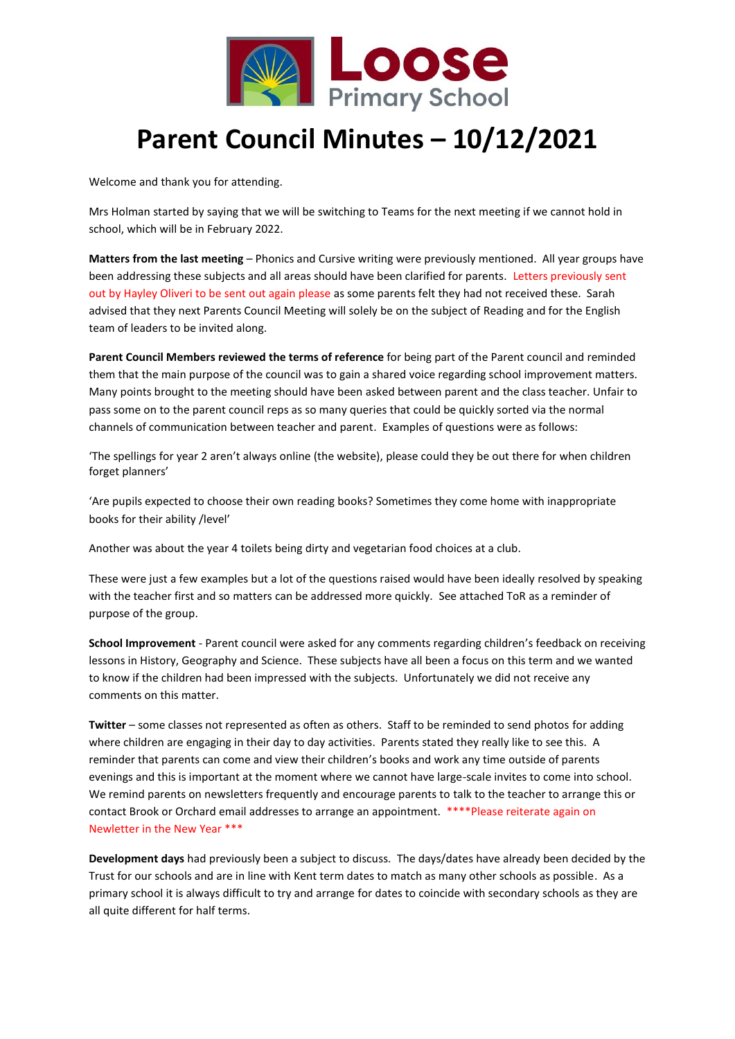Loose Primary School

# Parent Council Minutes – 10/12/2021

Welcome and thank you for attending.

Mrs Holman started by saying that we will be switching to Teams for the next meeting if we cannot hold in school, which will be in February 2022.

**Matters from the last meeting** – Phonics and Cursive writing were previously mentioned. All year groups have been addressing these subjects and all areas should have been clarified for parents. Letters previously sent out by Hayley Oliveri to be sent out again please as some parents felt they had not received these. Sarah advised that they next Parents Council Meeting will solely be on the subject of Reading and for the English team of leaders to be invited along.

**Parent Council Members reviewed the terms of reference** for being part of the Parent council and reminded them that the main purpose of the council was to gain a shared voice regarding school improvement matters. Many points brought to the meeting should have been asked between parent and the class teacher. Unfair to pass some on to the parent council reps as so many queries that could be quickly sorted via the normal channels of communication between teacher and parent. Examples of questions were as follows:

'The spellings for year 2 aren't always online (the website), please could they be out there for when children forget planners'

'Are pupils expected to choose their own reading books? Sometimes they come home with inappropriate books for their ability /level'

Another was about the year 4 toilets being dirty and vegetarian food choices at a club.

These were just a few examples but a lot of the questions raised would have been ideally resolved by speaking with the teacher first and so matters can be addressed more quickly. See attached ToR as a reminder of purpose of the group.

**School Improvement** - Parent council were asked for any comments regarding children's feedback on receiving lessons in History, Geography and Science. These subjects have all been a focus on this term and we wanted to know if the children had been impressed with the subjects. Unfortunately we did not receive any comments on this matter.

**Twitter** – some classes not represented as often as others. Staff to be reminded to send photos for adding where children are engaging in their day to day activities. Parents stated they really like to see this. A reminder that parents can come and view their children's books and work any time outside of parents evenings and this is important at the moment where we cannot have large-scale invites to come into school. We remind parents on newsletters frequently and encourage parents to talk to the teacher to arrange this or contact Brook or Orchard email addresses to arrange an appointment. ****Please reiterate again on Newletter in the New Year ***

**Development days** had previously been a subject to discuss. The days/dates have already been decided by the Trust for our schools and are in line with Kent term dates to match as many other schools as possible. As a primary school it is always difficult to try and arrange for dates to coincide with secondary schools as they are all quite different for half terms.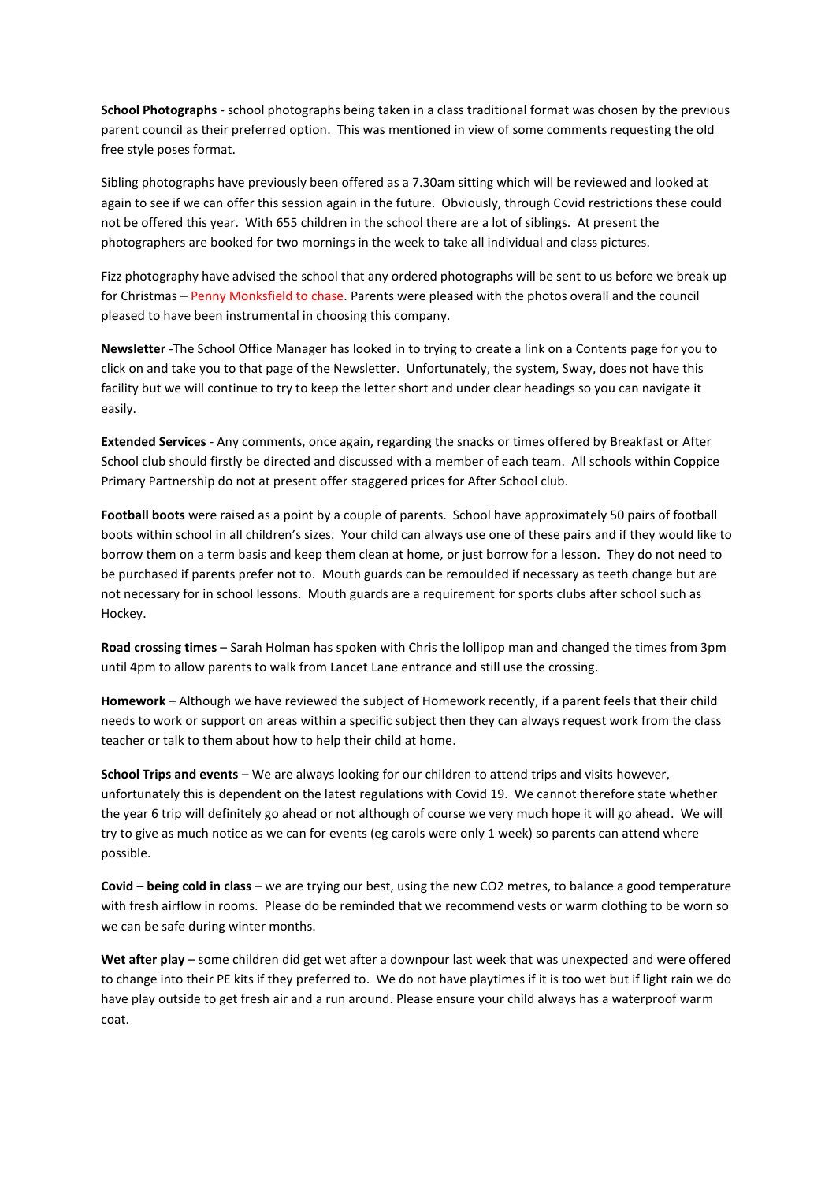**School Photographs** - school photographs being taken in a class traditional format was chosen by the previous parent council as their preferred option. This was mentioned in view of some comments requesting the old free style poses format.

Sibling photographs have previously been offered as a 7.30am sitting which will be reviewed and looked at again to see if we can offer this session again in the future. Obviously, through Covid restrictions these could not be offered this year. With 655 children in the school there are a lot of siblings. At present the photographers are booked for two mornings in the week to take all individual and class pictures.

Fizz photography have advised the school that any ordered photographs will be sent to us before we break up for Christmas – Penny Monksfield to chase. Parents were pleased with the photos overall and the council pleased to have been instrumental in choosing this company.

**Newsletter** -The School Office Manager has looked in to trying to create a link on a Contents page for you to click on and take you to that page of the Newsletter. Unfortunately, the system, Sway, does not have this facility but we will continue to try to keep the letter short and under clear headings so you can navigate it easily.

**Extended Services** - Any comments, once again, regarding the snacks or times offered by Breakfast or After School club should firstly be directed and discussed with a member of each team. All schools within Coppice Primary Partnership do not at present offer staggered prices for After School club.

**Football boots** were raised as a point by a couple of parents. School have approximately 50 pairs of football boots within school in all children's sizes. Your child can always use one of these pairs and if they would like to borrow them on a term basis and keep them clean at home, or just borrow for a lesson. They do not need to be purchased if parents prefer not to. Mouth guards can be remoulded if necessary as teeth change but are not necessary for in school lessons. Mouth guards are a requirement for sports clubs after school such as Hockey.

**Road crossing times** – Sarah Holman has spoken with Chris the lollipop man and changed the times from 3pm until 4pm to allow parents to walk from Lancet Lane entrance and still use the crossing.

**Homework** – Although we have reviewed the subject of Homework recently, if a parent feels that their child needs to work or support on areas within a specific subject then they can always request work from the class teacher or talk to them about how to help their child at home.

**School Trips and events** – We are always looking for our children to attend trips and visits however, unfortunately this is dependent on the latest regulations with Covid 19. We cannot therefore state whether the year 6 trip will definitely go ahead or not although of course we very much hope it will go ahead. We will try to give as much notice as we can for events (eg carols were only 1 week) so parents can attend where possible.

**Covid – being cold in class** – we are trying our best, using the new CO2 metres, to balance a good temperature with fresh airflow in rooms. Please do be reminded that we recommend vests or warm clothing to be worn so we can be safe during winter months.

**Wet after play** – some children did get wet after a downpour last week that was unexpected and were offered to change into their PE kits if they preferred to. We do not have playtimes if it is too wet but if light rain we do have play outside to get fresh air and a run around. Please ensure your child always has a waterproof warm coat.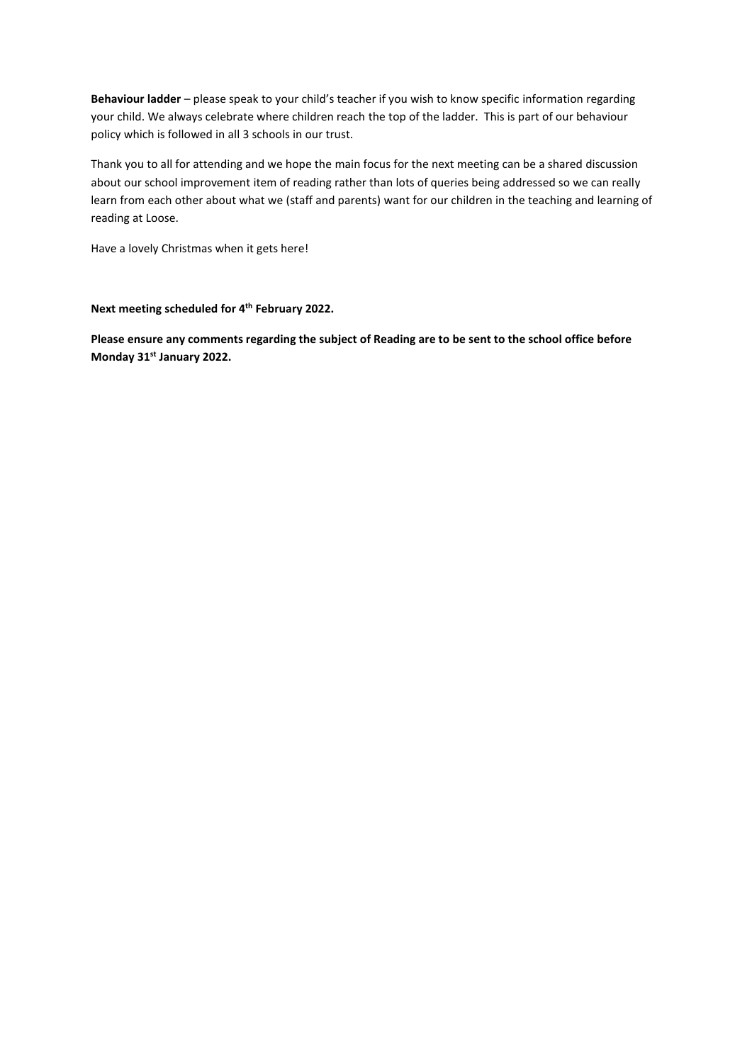**Behaviour ladder** – please speak to your child's teacher if you wish to know specific information regarding your child. We always celebrate where children reach the top of the ladder. This is part of our behaviour policy which is followed in all 3 schools in our trust.

Thank you to all for attending and we hope the main focus for the next meeting can be a shared discussion about our school improvement item of reading rather than lots of queries being addressed so we can really learn from each other about what we (staff and parents) want for our children in the teaching and learning of reading at Loose.

Have a lovely Christmas when it gets here!

**Next meeting scheduled for 4th February 2022.**

**Please ensure any comments regarding the subject of Reading are to be sent to the school office before Monday 31st January 2022.**